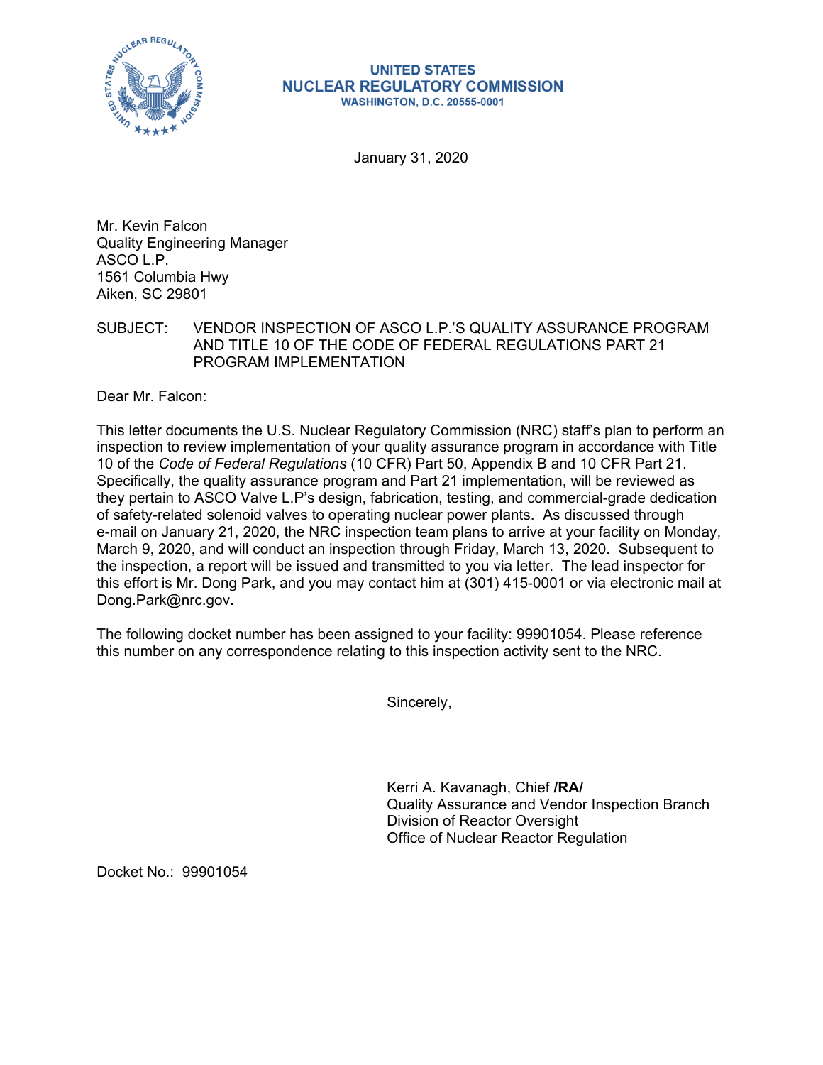**UNITED STATES**
**NUCLEAR REGULATORY COMMISSION**
**WASHINGTON, D.C. 20555-0001**

January 31, 2020

Mr. Kevin Falcon
Quality Engineering Manager
ASCO L.P.
1561 Columbia Hwy
Aiken, SC 29801

SUBJECT: VENDOR INSPECTION OF ASCO L.P.'S QUALITY ASSURANCE PROGRAM AND TITLE 10 OF THE CODE OF FEDERAL REGULATIONS PART 21 PROGRAM IMPLEMENTATION

Dear Mr. Falcon:

This letter documents the U.S. Nuclear Regulatory Commission (NRC) staff's plan to perform an inspection to review implementation of your quality assurance program in accordance with Title 10 of the *Code of Federal Regulations* (10 CFR) Part 50, Appendix B and 10 CFR Part 21. Specifically, the quality assurance program and Part 21 implementation, will be reviewed as they pertain to ASCO Valve L.P's design, fabrication, testing, and commercial-grade dedication of safety-related solenoid valves to operating nuclear power plants. As discussed through e-mail on January 21, 2020, the NRC inspection team plans to arrive at your facility on Monday, March 9, 2020, and will conduct an inspection through Friday, March 13, 2020. Subsequent to the inspection, a report will be issued and transmitted to you via letter. The lead inspector for this effort is Mr. Dong Park, and you may contact him at (301) 415-0001 or via electronic mail at Dong.Park@nrc.gov.

The following docket number has been assigned to your facility: 99901054. Please reference this number on any correspondence relating to this inspection activity sent to the NRC.

Sincerely,

Kerri A. Kavanagh, Chief **/RA/**
Quality Assurance and Vendor Inspection Branch
Division of Reactor Oversight
Office of Nuclear Reactor Regulation

Docket No.: 99901054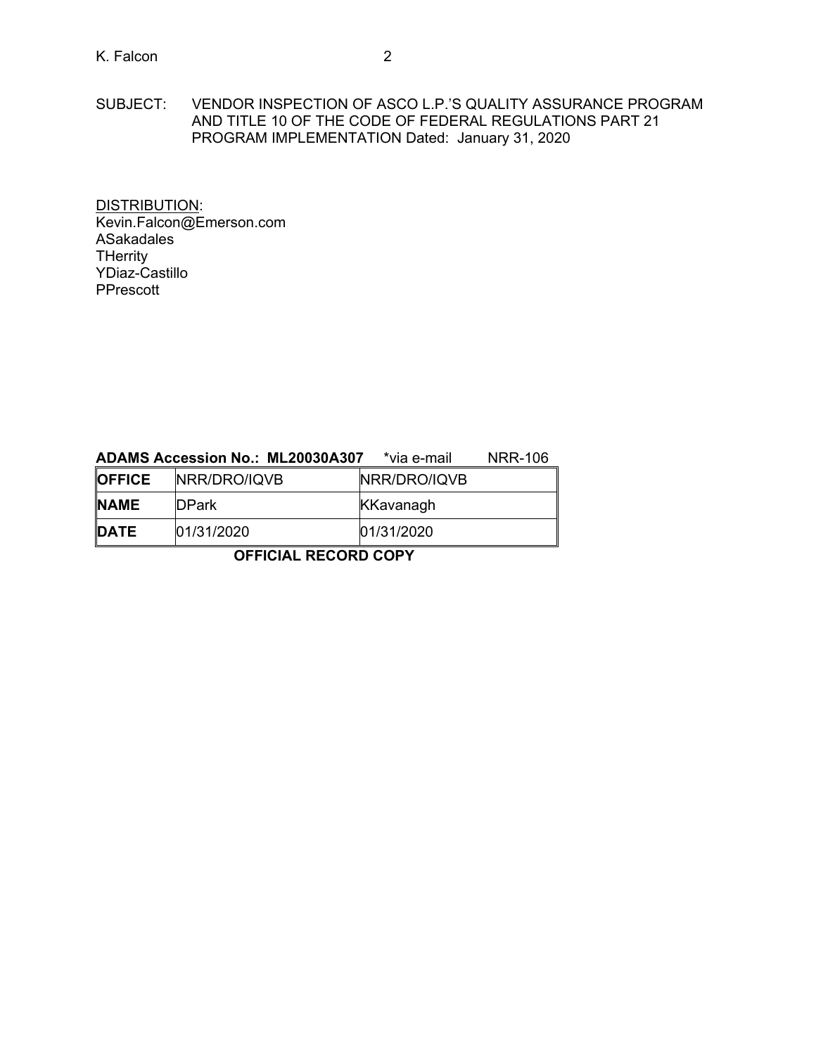SUBJECT: VENDOR INSPECTION OF ASCO L.P.'S QUALITY ASSURANCE PROGRAM AND TITLE 10 OF THE CODE OF FEDERAL REGULATIONS PART 21 PROGRAM IMPLEMENTATION Dated: January 31, 2020

DISTRIBUTION:
Kevin.Falcon@Emerson.com
ASakadales
THerrity
YDiaz-Castillo
PPrescott

**ADAMS Accession No.: ML20030A307** *via e-mail NRR-106

| **OFFICE** | NRR/DRO/IQVB | NRR/DRO/IQVB |
|---|---|---|
| **NAME** | DPark | KKavanagh |
| **DATE** | 01/31/2020 | 01/31/2020 |

**OFFICIAL RECORD COPY**